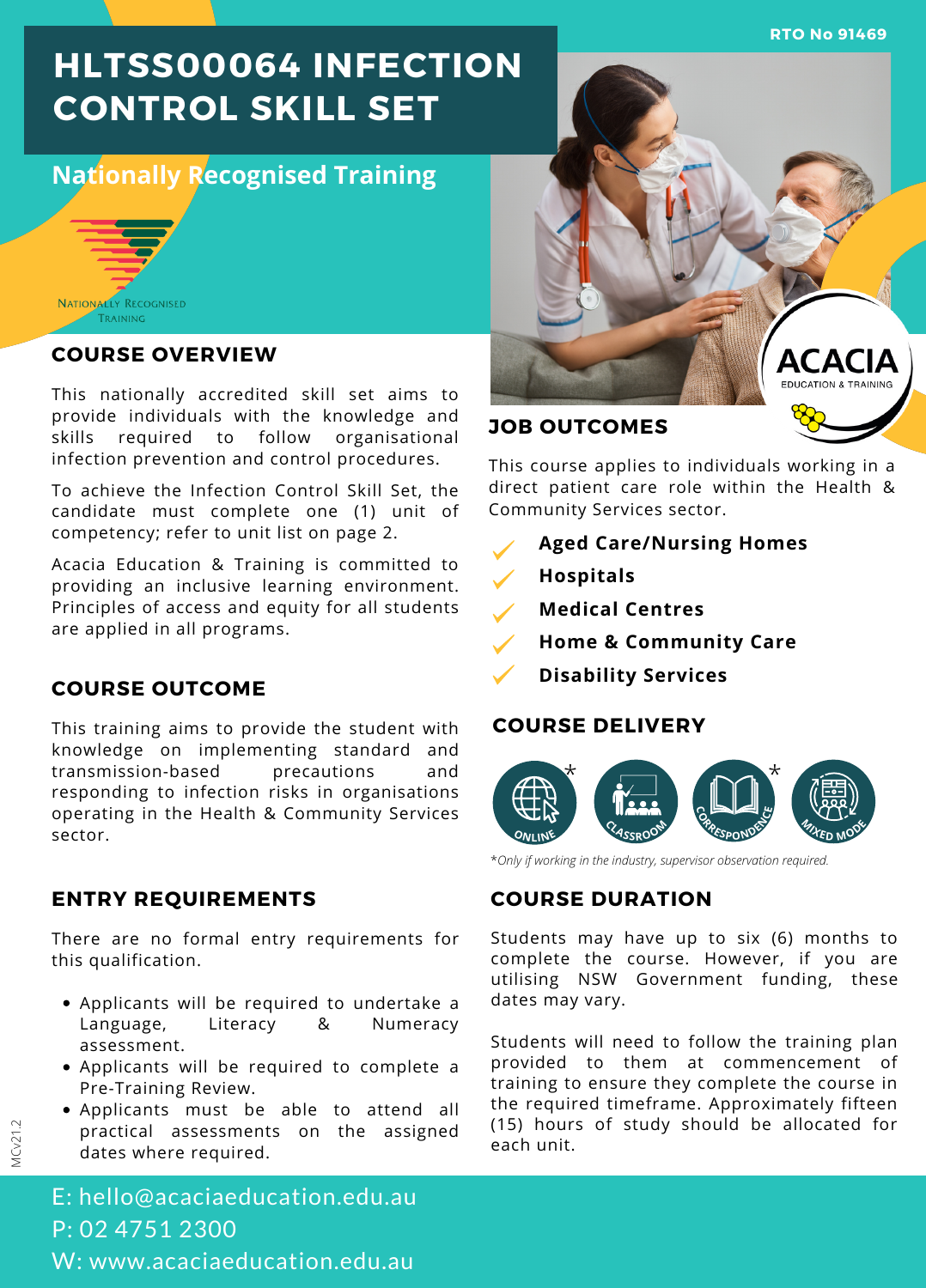RTO No 91469

# HLTSS00064 INFECTION CONTROL SKILL SET

## Nationally Recognised Training

NATIONALLY RECOGNISED TRAINING

## COURSE OVERVIEW

This nationally accredited skill set aims to provide individuals with the knowledge and skills required to follow organisational infection prevention and control procedures.

To achieve the Infection Control Skill Set, the candidate must complete one (1) unit of competency; refer to unit list on page 2.

Acacia Education & Training is committed to providing an inclusive learning environment. Principles of access and equity for all students are applied in all programs.

## COURSE OUTCOME

This training aims to provide the student with knowledge on implementing standard and transmission-based precautions and responding to infection risks in organisations operating in the Health & Community Services sector.

## ENTRY REQUIREMENTS

There are no formal entry requirements for this qualification.

- Applicants will be required to undertake a Language, Literacy & Numeracy assessment.
- Applicants will be required to complete a Pre-Training Review.
- Applicants must be able to attend all practical assessments on the assigned dates where required.

ACACIA EDUCATION & TRAINING

## JOB OUTCOMES

This course applies to individuals working in a direct patient care role within the Health & Community Services sector.

- **Aged Care/Nursing Homes**
- **Hospitals**
- **Medical Centres**
- **Home & Community Care**
- **Disability Services**

## COURSE DELIVERY

ONLINE* | CLASSROOM | CORRESPONDENCE* | MIXED MODE

*\*Only if working in the industry, supervisor observation required.*

## COURSE DURATION

Students may have up to six (6) months to complete the course. However, if you are utilising NSW Government funding, these dates may vary.

Students will need to follow the training plan provided to them at commencement of training to ensure they complete the course in the required timeframe. Approximately fifteen (15) hours of study should be allocated for each unit.

MCv21.2

E: hello@acaciaeducation.edu.au
P: 02 4751 2300
W: www.acaciaeducation.edu.au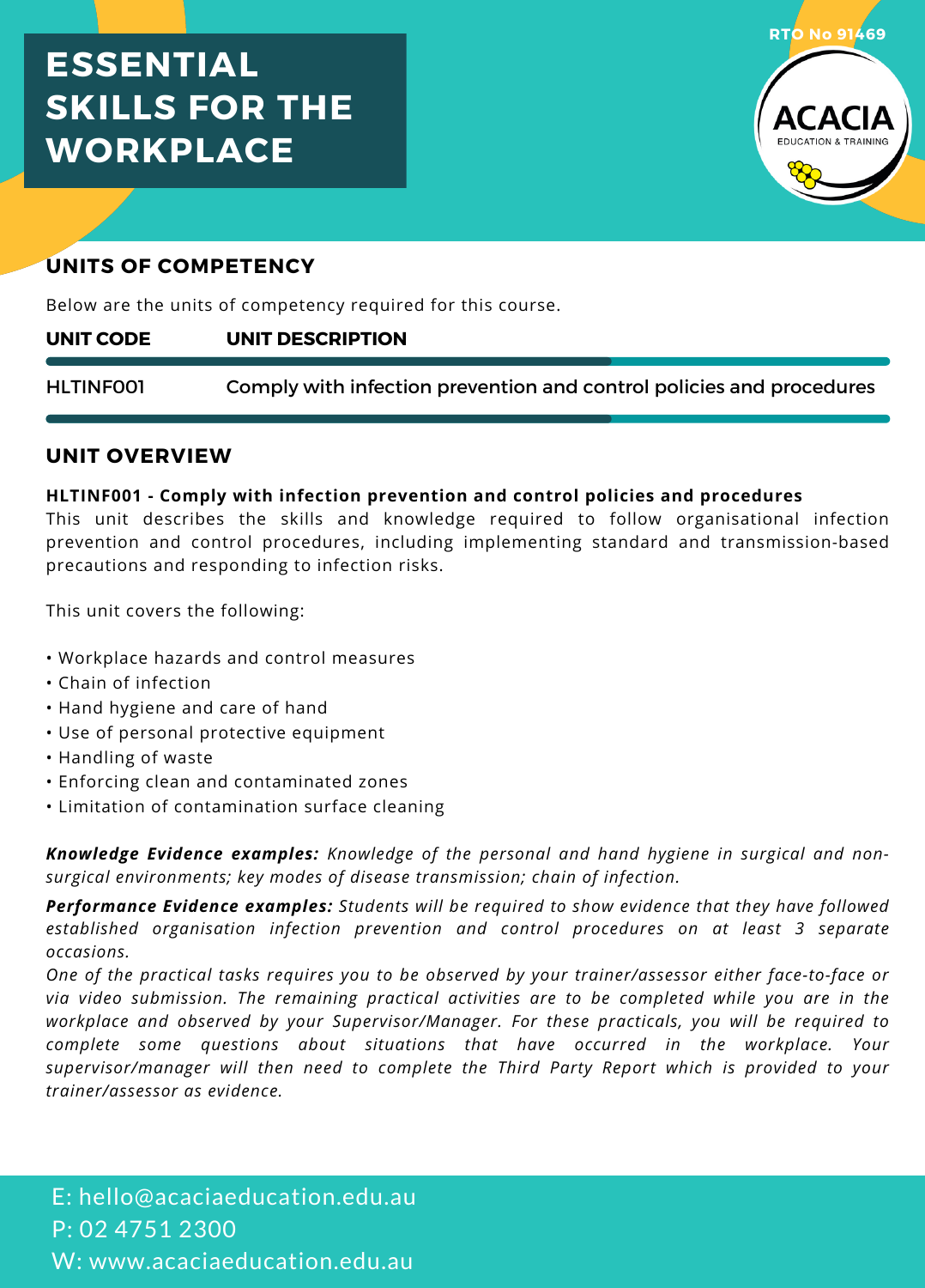# ESSENTIAL SKILLS FOR THE WORKPLACE

RTO No 91469

ACACIA EDUCATION & TRAINING

## UNITS OF COMPETENCY

Below are the units of competency required for this course.

| UNIT CODE | UNIT DESCRIPTION |
|---|---|
| HLTINF001 | Comply with infection prevention and control policies and procedures |

## UNIT OVERVIEW

**HLTINF001 - Comply with infection prevention and control policies and procedures**
This unit describes the skills and knowledge required to follow organisational infection prevention and control procedures, including implementing standard and transmission-based precautions and responding to infection risks.

This unit covers the following:

- Workplace hazards and control measures
- Chain of infection
- Hand hygiene and care of hand
- Use of personal protective equipment
- Handling of waste
- Enforcing clean and contaminated zones
- Limitation of contamination surface cleaning

***Knowledge Evidence examples:*** *Knowledge of the personal and hand hygiene in surgical and non-surgical environments; key modes of disease transmission; chain of infection.*

***Performance Evidence examples:*** *Students will be required to show evidence that they have followed established organisation infection prevention and control procedures on at least 3 separate occasions.*
*One of the practical tasks requires you to be observed by your trainer/assessor either face-to-face or via video submission. The remaining practical activities are to be completed while you are in the workplace and observed by your Supervisor/Manager. For these practicals, you will be required to complete some questions about situations that have occurred in the workplace. Your supervisor/manager will then need to complete the Third Party Report which is provided to your trainer/assessor as evidence.*

E: hello@acaciaeducation.edu.au
P: 02 4751 2300
W: www.acaciaeducation.edu.au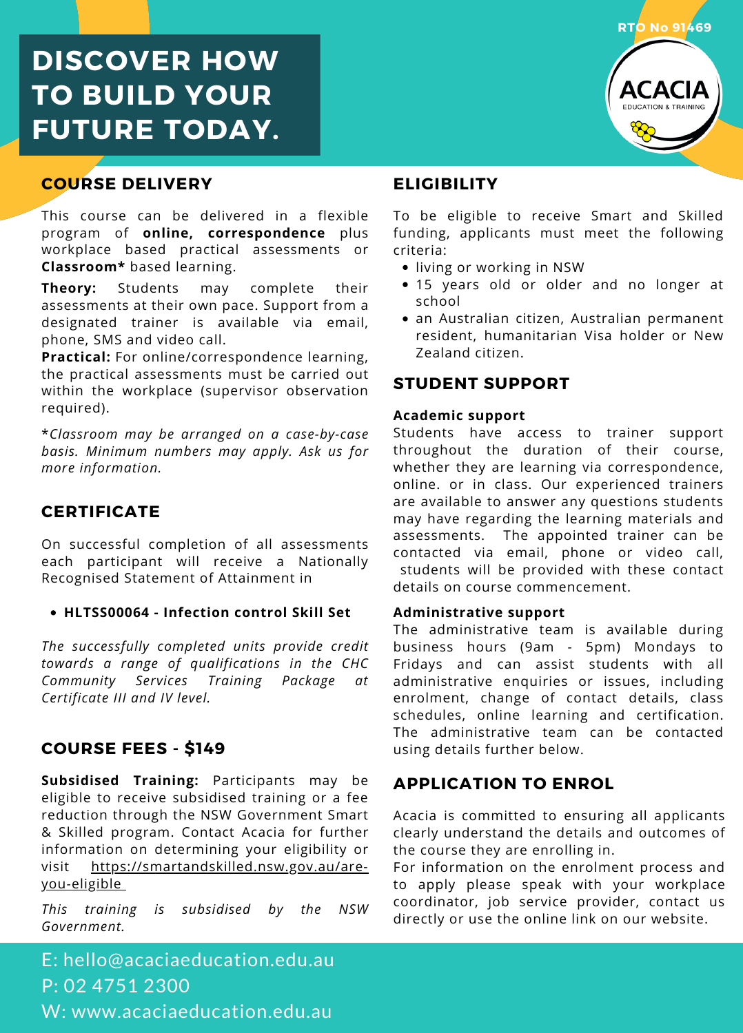RTO No 91469

# DISCOVER HOW TO BUILD YOUR FUTURE TODAY.

## COURSE DELIVERY

This course can be delivered in a flexible program of **online, correspondence** plus workplace based practical assessments or **Classroom*** based learning.

**Theory:** Students may complete their assessments at their own pace. Support from a designated trainer is available via email, phone, SMS and video call.

**Practical:** For online/correspondence learning, the practical assessments must be carried out within the workplace (supervisor observation required).

**Classroom may be arranged on a case-by-case basis. Minimum numbers may apply. Ask us for more information.*

## CERTIFICATE

On successful completion of all assessments each participant will receive a Nationally Recognised Statement of Attainment in

- **HLTSS00064 - Infection control Skill Set**

*The successfully completed units provide credit towards a range of qualifications in the CHC Community Services Training Package at Certificate III and IV level.*

## COURSE FEES - $149

**Subsidised Training:** Participants may be eligible to receive subsidised training or a fee reduction through the NSW Government Smart & Skilled program. Contact Acacia for further information on determining your eligibility or visit https://smartandskilled.nsw.gov.au/are-you-eligible

*This training is subsidised by the NSW Government.*

## ELIGIBILITY

To be eligible to receive Smart and Skilled funding, applicants must meet the following criteria:

- living or working in NSW
- 15 years old or older and no longer at school
- an Australian citizen, Australian permanent resident, humanitarian Visa holder or New Zealand citizen.

## STUDENT SUPPORT

### Academic support

Students have access to trainer support throughout the duration of their course, whether they are learning via correspondence, online. or in class. Our experienced trainers are available to answer any questions students may have regarding the learning materials and assessments. The appointed trainer can be contacted via email, phone or video call, students will be provided with these contact details on course commencement.

### Administrative support

The administrative team is available during business hours (9am - 5pm) Mondays to Fridays and can assist students with all administrative enquiries or issues, including enrolment, change of contact details, class schedules, online learning and certification. The administrative team can be contacted using details further below.

## APPLICATION TO ENROL

Acacia is committed to ensuring all applicants clearly understand the details and outcomes of the course they are enrolling in.

For information on the enrolment process and to apply please speak with your workplace coordinator, job service provider, contact us directly or use the online link on our website.

E: hello@acaciaeducation.edu.au
P: 02 4751 2300
W: www.acaciaeducation.edu.au